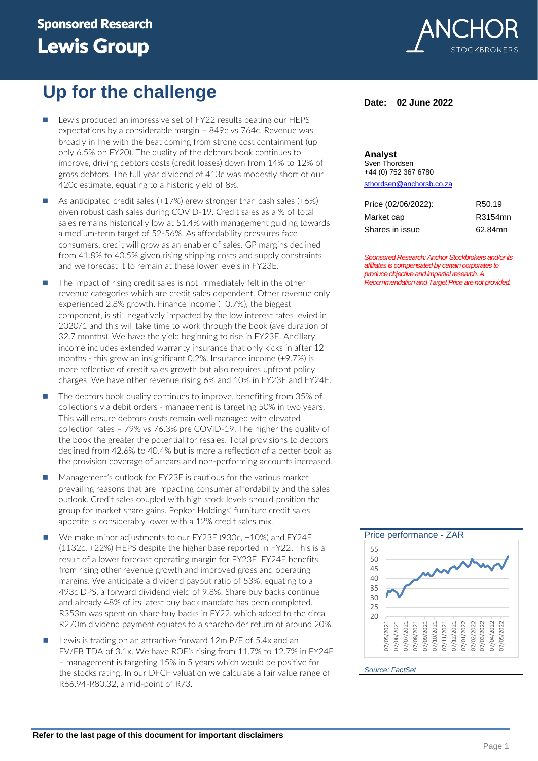# Sponsored Research
# Lewis Group

## Up for the challenge

- Lewis produced an impressive set of FY22 results beating our HEPS expectations by a considerable margin – 849c vs 764c. Revenue was broadly in line with the beat coming from strong cost containment (up only 6.5% on FY20). The quality of the debtors book continues to improve, driving debtors costs (credit losses) down from 14% to 12% of gross debtors. The full year dividend of 413c was modestly short of our 420c estimate, equating to a historic yield of 8%.
- As anticipated credit sales (+17%) grew stronger than cash sales (+6%) given robust cash sales during COVID-19. Credit sales as a % of total sales remains historically low at 51.4% with management guiding towards a medium-term target of 52-56%. As affordability pressures face consumers, credit will grow as an enabler of sales. GP margins declined from 41.8% to 40.5% given rising shipping costs and supply constraints and we forecast it to remain at these lower levels in FY23E.
- The impact of rising credit sales is not immediately felt in the other revenue categories which are credit sales dependent. Other revenue only experienced 2.8% growth. Finance income (+0.7%), the biggest component, is still negatively impacted by the low interest rates levied in 2020/1 and this will take time to work through the book (ave duration of 32.7 months). We have the yield beginning to rise in FY23E. Ancillary income includes extended warranty insurance that only kicks in after 12 months - this grew an insignificant 0.2%. Insurance income (+9.7%) is more reflective of credit sales growth but also requires upfront policy charges. We have other revenue rising 6% and 10% in FY23E and FY24E.
- The debtors book quality continues to improve, benefiting from 35% of collections via debit orders - management is targeting 50% in two years. This will ensure debtors costs remain well managed with elevated collection rates – 79% vs 76.3% pre COVID-19. The higher the quality of the book the greater the potential for resales. Total provisions to debtors declined from 42.6% to 40.4% but is more a reflection of a better book as the provision coverage of arrears and non-performing accounts increased.
- Management's outlook for FY23E is cautious for the various market prevailing reasons that are impacting consumer affordability and the sales outlook. Credit sales coupled with high stock levels should position the group for market share gains. Pepkor Holdings' furniture credit sales appetite is considerably lower with a 12% credit sales mix.
- We make minor adjustments to our FY23E (930c, +10%) and FY24E (1132c, +22%) HEPS despite the higher base reported in FY22. This is a result of a lower forecast operating margin for FY23E. FY24E benefits from rising other revenue growth and improved gross and operating margins. We anticipate a dividend payout ratio of 53%, equating to a 493c DPS, a forward dividend yield of 9.8%. Share buy backs continue and already 48% of its latest buy back mandate has been completed. R353m was spent on share buy backs in FY22, which added to the circa R270m dividend payment equates to a shareholder return of around 20%.
- Lewis is trading on an attractive forward 12m P/E of 5.4x and an EV/EBITDA of 3.1x. We have ROE's rising from 11.7% to 12.7% in FY24E – management is targeting 15% in 5 years which would be positive for the stocks rating. In our DFCF valuation we calculate a fair value range of R66.94-R80.32, a mid-point of R73.

**Date: 02 June 2022**

**Analyst**
Sven Thordsen
+44 (0) 752 367 6780
sthordsen@anchorsb.co.za

| | |
|---|---|
| Price (02/06/2022): | R50.19 |
| Market cap | R3154mn |
| Shares in issue | 62.84mn |

*Sponsored Research: Anchor Stockbrokers and/or its affiliates is compensated by certain corporates to produce objective and impartial research. A Recommendation and Target Price are not provided.*

Price performance - ZAR

Source: FactSet

**Refer to the last page of this document for important disclaimers**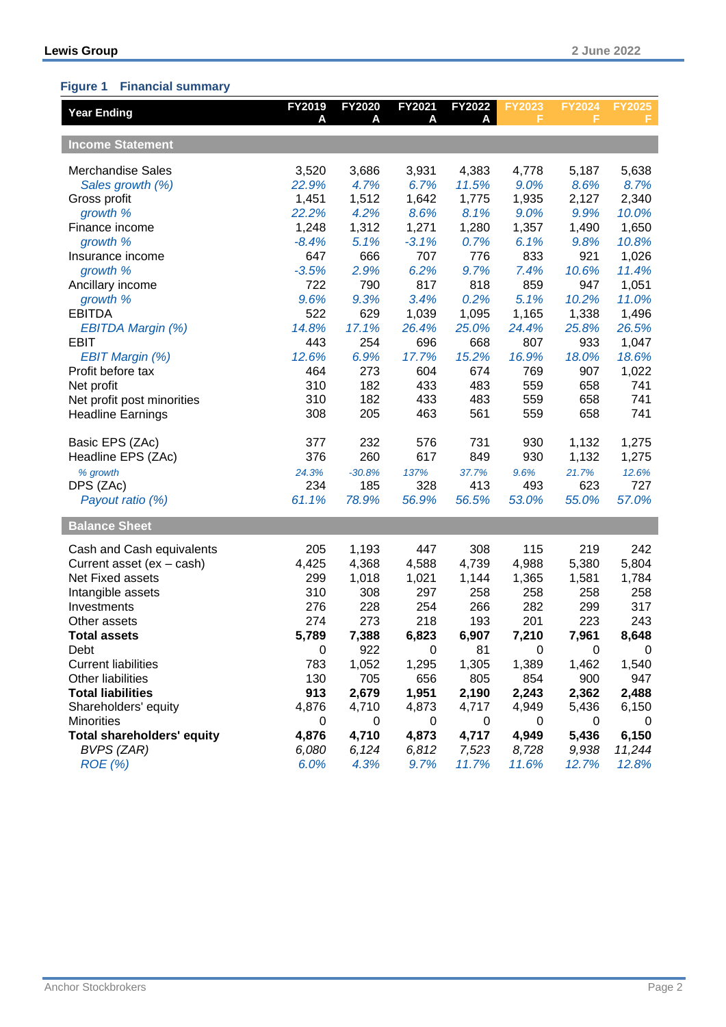**Figure 1 Financial summary**

| Year Ending | FY2019 A | FY2020 A | FY2021 A | FY2022 A | FY2023 F | FY2024 F | FY2025 F |
|---|---|---|---|---|---|---|---|
| **Income Statement** | | | | | | | |
| Merchandise Sales | 3,520 | 3,686 | 3,931 | 4,383 | 4,778 | 5,187 | 5,638 |
| *Sales growth (%)* | *22.9%* | *4.7%* | *6.7%* | *11.5%* | *9.0%* | *8.6%* | *8.7%* |
| Gross profit | 1,451 | 1,512 | 1,642 | 1,775 | 1,935 | 2,127 | 2,340 |
| *growth %* | *22.2%* | *4.2%* | *8.6%* | *8.1%* | *9.0%* | *9.9%* | *10.0%* |
| Finance income | 1,248 | 1,312 | 1,271 | 1,280 | 1,357 | 1,490 | 1,650 |
| *growth %* | *-8.4%* | *5.1%* | *-3.1%* | *0.7%* | *6.1%* | *9.8%* | *10.8%* |
| Insurance income | 647 | 666 | 707 | 776 | 833 | 921 | 1,026 |
| *growth %* | *-3.5%* | *2.9%* | *6.2%* | *9.7%* | *7.4%* | *10.6%* | *11.4%* |
| Ancillary income | 722 | 790 | 817 | 818 | 859 | 947 | 1,051 |
| *growth %* | *9.6%* | *9.3%* | *3.4%* | *0.2%* | *5.1%* | *10.2%* | *11.0%* |
| EBITDA | 522 | 629 | 1,039 | 1,095 | 1,165 | 1,338 | 1,496 |
| *EBITDA Margin (%)* | *14.8%* | *17.1%* | *26.4%* | *25.0%* | *24.4%* | *25.8%* | *26.5%* |
| EBIT | 443 | 254 | 696 | 668 | 807 | 933 | 1,047 |
| *EBIT Margin (%)* | *12.6%* | *6.9%* | *17.7%* | *15.2%* | *16.9%* | *18.0%* | *18.6%* |
| Profit before tax | 464 | 273 | 604 | 674 | 769 | 907 | 1,022 |
| Net profit | 310 | 182 | 433 | 483 | 559 | 658 | 741 |
| Net profit post minorities | 310 | 182 | 433 | 483 | 559 | 658 | 741 |
| Headline Earnings | 308 | 205 | 463 | 561 | 559 | 658 | 741 |
| Basic EPS (ZAc) | 377 | 232 | 576 | 731 | 930 | 1,132 | 1,275 |
| Headline EPS (ZAc) | 376 | 260 | 617 | 849 | 930 | 1,132 | 1,275 |
| *% growth* | *24.3%* | *-30.8%* | *137%* | *37.7%* | *9.6%* | *21.7%* | *12.6%* |
| DPS (ZAc) | 234 | 185 | 328 | 413 | 493 | 623 | 727 |
| *Payout ratio (%)* | *61.1%* | *78.9%* | *56.9%* | *56.5%* | *53.0%* | *55.0%* | *57.0%* |
| **Balance Sheet** | | | | | | | |
| Cash and Cash equivalents | 205 | 1,193 | 447 | 308 | 115 | 219 | 242 |
| Current asset (ex – cash) | 4,425 | 4,368 | 4,588 | 4,739 | 4,988 | 5,380 | 5,804 |
| Net Fixed assets | 299 | 1,018 | 1,021 | 1,144 | 1,365 | 1,581 | 1,784 |
| Intangible assets | 310 | 308 | 297 | 258 | 258 | 258 | 258 |
| Investments | 276 | 228 | 254 | 266 | 282 | 299 | 317 |
| Other assets | 274 | 273 | 218 | 193 | 201 | 223 | 243 |
| **Total assets** | **5,789** | **7,388** | **6,823** | **6,907** | **7,210** | **7,961** | **8,648** |
| Debt | 0 | 922 | 0 | 81 | 0 | 0 | 0 |
| Current liabilities | 783 | 1,052 | 1,295 | 1,305 | 1,389 | 1,462 | 1,540 |
| Other liabilities | 130 | 705 | 656 | 805 | 854 | 900 | 947 |
| **Total liabilities** | **913** | **2,679** | **1,951** | **2,190** | **2,243** | **2,362** | **2,488** |
| Shareholders' equity | 4,876 | 4,710 | 4,873 | 4,717 | 4,949 | 5,436 | 6,150 |
| Minorities | 0 | 0 | 0 | 0 | 0 | 0 | 0 |
| **Total shareholders' equity** | **4,876** | **4,710** | **4,873** | **4,717** | **4,949** | **5,436** | **6,150** |
| *BVPS (ZAR)* | *6,080* | *6,124* | *6,812* | *7,523* | *8,728* | *9,938* | *11,244* |
| *ROE (%)* | *6.0%* | *4.3%* | *9.7%* | *11.7%* | *11.6%* | *12.7%* | *12.8%* |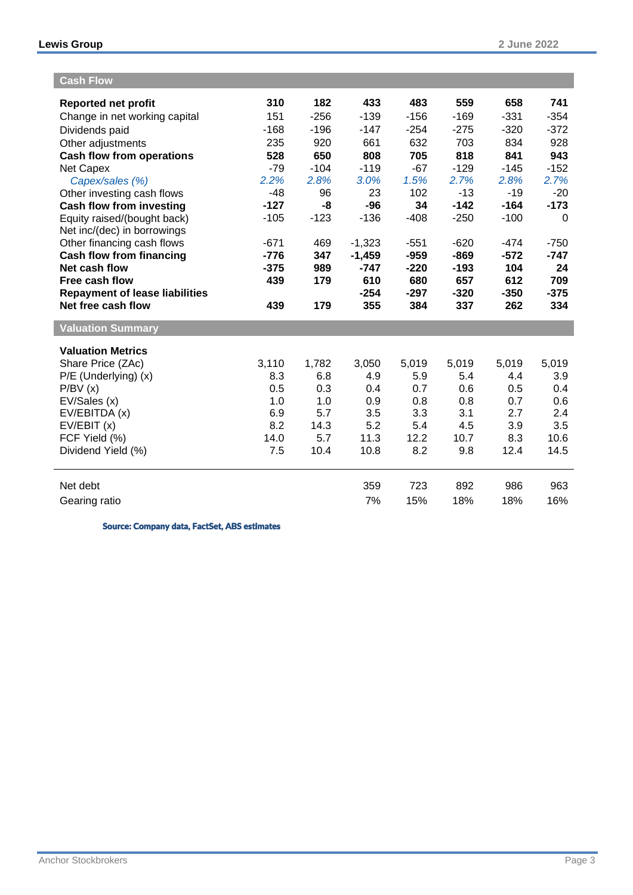## Cash Flow

| | | | | | | | |
|---|---|---|---|---|---|---|---|
| **Reported net profit** | **310** | **182** | **433** | **483** | **559** | **658** | **741** |
| Change in net working capital | 151 | -256 | -139 | -156 | -169 | -331 | -354 |
| Dividends paid | -168 | -196 | -147 | -254 | -275 | -320 | -372 |
| Other adjustments | 235 | 920 | 661 | 632 | 703 | 834 | 928 |
| **Cash flow from operations** | **528** | **650** | **808** | **705** | **818** | **841** | **943** |
| Net Capex | -79 | -104 | -119 | -67 | -129 | -145 | -152 |
| *Capex/sales (%)* | *2.2%* | *2.8%* | *3.0%* | *1.5%* | *2.7%* | *2.8%* | *2.7%* |
| Other investing cash flows | -48 | 96 | 23 | 102 | -13 | -19 | -20 |
| **Cash flow from investing** | **-127** | **-8** | **-96** | **34** | **-142** | **-164** | **-173** |
| Equity raised/(bought back) | -105 | -123 | -136 | -408 | -250 | -100 | 0 |
| Net inc/(dec) in borrowings | | | | | | | |
| Other financing cash flows | -671 | 469 | -1,323 | -551 | -620 | -474 | -750 |
| **Cash flow from financing** | **-776** | **347** | **-1,459** | **-959** | **-869** | **-572** | **-747** |
| **Net cash flow** | **-375** | **989** | **-747** | **-220** | **-193** | **104** | **24** |
| **Free cash flow** | **439** | **179** | **610** | **680** | **657** | **612** | **709** |
| **Repayment of lease liabilities** | | | **-254** | **-297** | **-320** | **-350** | **-375** |
| **Net free cash flow** | **439** | **179** | **355** | **384** | **337** | **262** | **334** |

## Valuation Summary

| **Valuation Metrics** | | | | | | | |
|---|---|---|---|---|---|---|---|
| Share Price (ZAc) | 3,110 | 1,782 | 3,050 | 5,019 | 5,019 | 5,019 | 5,019 |
| P/E (Underlying) (x) | 8.3 | 6.8 | 4.9 | 5.9 | 5.4 | 4.4 | 3.9 |
| P/BV (x) | 0.5 | 0.3 | 0.4 | 0.7 | 0.6 | 0.5 | 0.4 |
| EV/Sales (x) | 1.0 | 1.0 | 0.9 | 0.8 | 0.8 | 0.7 | 0.6 |
| EV/EBITDA (x) | 6.9 | 5.7 | 3.5 | 3.3 | 3.1 | 2.7 | 2.4 |
| EV/EBIT (x) | 8.2 | 14.3 | 5.2 | 5.4 | 4.5 | 3.9 | 3.5 |
| FCF Yield (%) | 14.0 | 5.7 | 11.3 | 12.2 | 10.7 | 8.3 | 10.6 |
| Dividend Yield (%) | 7.5 | 10.4 | 10.8 | 8.2 | 9.8 | 12.4 | 14.5 |

| | | | | | | | |
|---|---|---|---|---|---|---|---|
| Net debt | | | 359 | 723 | 892 | 986 | 963 |
| Gearing ratio | | | 7% | 15% | 18% | 18% | 16% |

**Source: Company data, FactSet, ABS estimates**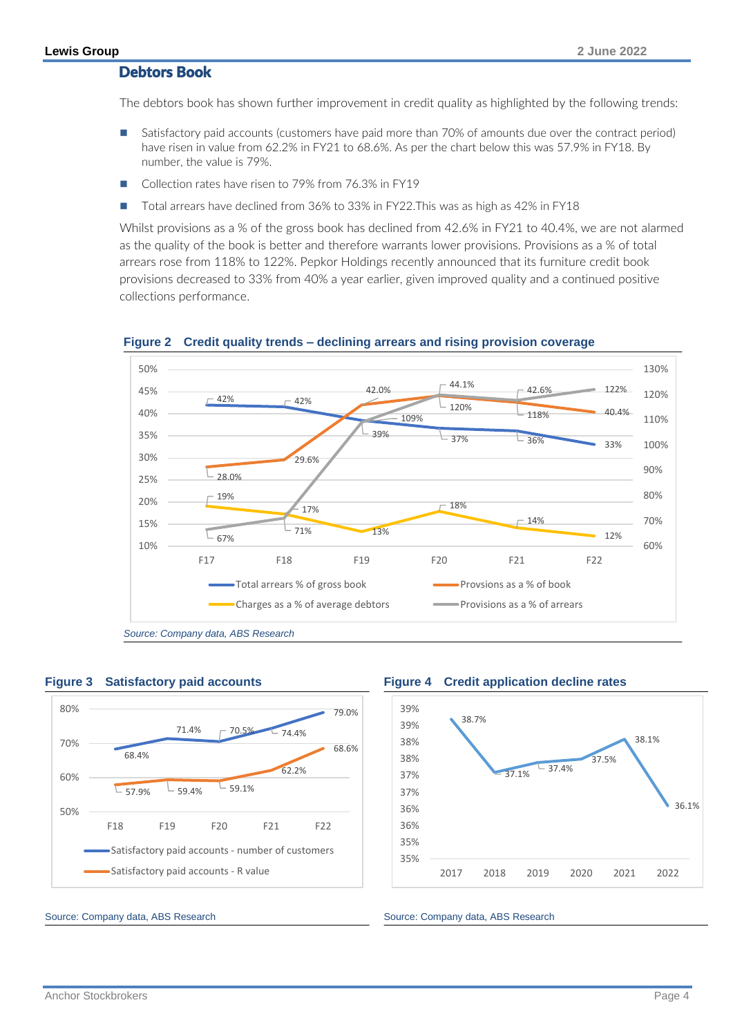## Debtors Book

The debtors book has shown further improvement in credit quality as highlighted by the following trends:

- Satisfactory paid accounts (customers have paid more than 70% of amounts due over the contract period) have risen in value from 62.2% in FY21 to 68.6%. As per the chart below this was 57.9% in FY18. By number, the value is 79%.
- Collection rates have risen to 79% from 76.3% in FY19
- Total arrears have declined from 36% to 33% in FY22.This was as high as 42% in FY18

Whilst provisions as a % of the gross book has declined from 42.6% in FY21 to 40.4%, we are not alarmed as the quality of the book is better and therefore warrants lower provisions. Provisions as a % of total arrears rose from 118% to 122%. Pepkor Holdings recently announced that its furniture credit book provisions decreased to 33% from 40% a year earlier, given improved quality and a continued positive collections performance.

**Figure 2 Credit quality trends – declining arrears and rising provision coverage**

| | F17 | F18 | F19 | F20 | F21 | F22 |
|---|---|---|---|---|---|---|
| Total arrears % of gross book | 42% | 42% | 39% | 37% | 36% | 33% |
| Provsions as a % of book | 28.0% | 29.6% | 42.0% | 44.1% | 42.6% | 40.4% |
| Charges as a % of average debtors | 19% | 17% | 13% | 18% | 14% | 12% |
| Provisions as a % of arrears | 67% | 71% | 109% | 120% | 118% | 122% |

*Source: Company data, ABS Research*

**Figure 3 Satisfactory paid accounts**

| | F18 | F19 | F20 | F21 | F22 |
|---|---|---|---|---|---|
| Satisfactory paid accounts - number of customers | 68.4% | 71.4% | 70.5% | 74.4% | 79.0% |
| Satisfactory paid accounts - R value | 57.9% | 59.4% | 59.1% | 62.2% | 68.6% |

Source: Company data, ABS Research

**Figure 4 Credit application decline rates**

| 2017 | 2018 | 2019 | 2020 | 2021 | 2022 |
|---|---|---|---|---|---|
| 38.7% | 37.1% | 37.4% | 37.5% | 38.1% | 36.1% |

Source: Company data, ABS Research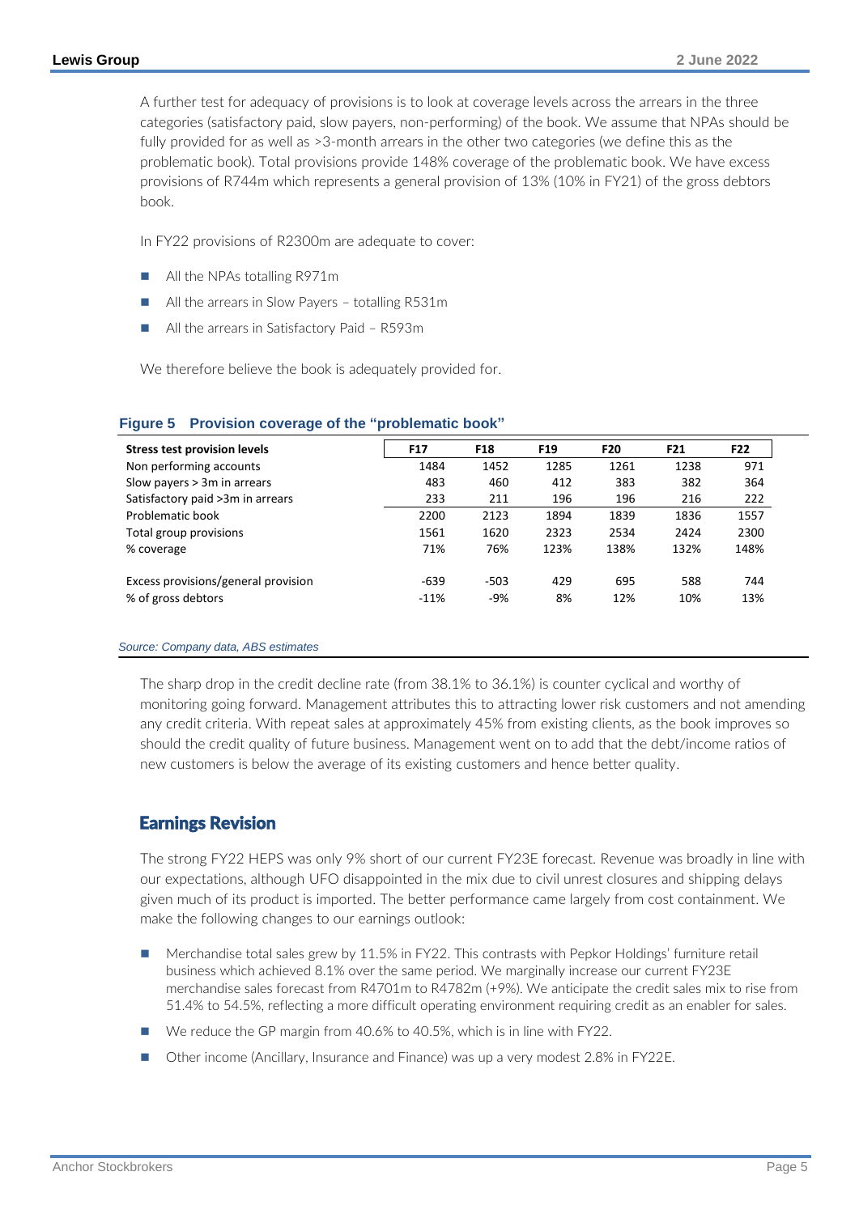A further test for adequacy of provisions is to look at coverage levels across the arrears in the three categories (satisfactory paid, slow payers, non-performing) of the book. We assume that NPAs should be fully provided for as well as >3-month arrears in the other two categories (we define this as the problematic book). Total provisions provide 148% coverage of the problematic book. We have excess provisions of R744m which represents a general provision of 13% (10% in FY21) of the gross debtors book.

In FY22 provisions of R2300m are adequate to cover:

- All the NPAs totalling R971m
- All the arrears in Slow Payers – totalling R531m
- All the arrears in Satisfactory Paid – R593m

We therefore believe the book is adequately provided for.

**Figure 5 Provision coverage of the "problematic book"**

| Stress test provision levels | F17 | F18 | F19 | F20 | F21 | F22 |
|---|---|---|---|---|---|---|
| Non performing accounts | 1484 | 1452 | 1285 | 1261 | 1238 | 971 |
| Slow payers > 3m in arrears | 483 | 460 | 412 | 383 | 382 | 364 |
| Satisfactory paid >3m in arrears | 233 | 211 | 196 | 196 | 216 | 222 |
| Problematic book | 2200 | 2123 | 1894 | 1839 | 1836 | 1557 |
| Total group provisions | 1561 | 1620 | 2323 | 2534 | 2424 | 2300 |
| % coverage | 71% | 76% | 123% | 138% | 132% | 148% |
| | | | | | | |
| Excess provisions/general provision | -639 | -503 | 429 | 695 | 588 | 744 |
| % of gross debtors | -11% | -9% | 8% | 12% | 10% | 13% |

*Source: Company data, ABS estimates*

The sharp drop in the credit decline rate (from 38.1% to 36.1%) is counter cyclical and worthy of monitoring going forward. Management attributes this to attracting lower risk customers and not amending any credit criteria. With repeat sales at approximately 45% from existing clients, as the book improves so should the credit quality of future business. Management went on to add that the debt/income ratios of new customers is below the average of its existing customers and hence better quality.

## Earnings Revision

The strong FY22 HEPS was only 9% short of our current FY23E forecast. Revenue was broadly in line with our expectations, although UFO disappointed in the mix due to civil unrest closures and shipping delays given much of its product is imported. The better performance came largely from cost containment. We make the following changes to our earnings outlook:

- Merchandise total sales grew by 11.5% in FY22. This contrasts with Pepkor Holdings' furniture retail business which achieved 8.1% over the same period. We marginally increase our current FY23E merchandise sales forecast from R4701m to R4782m (+9%). We anticipate the credit sales mix to rise from 51.4% to 54.5%, reflecting a more difficult operating environment requiring credit as an enabler for sales.
- We reduce the GP margin from 40.6% to 40.5%, which is in line with FY22.
- Other income (Ancillary, Insurance and Finance) was up a very modest 2.8% in FY22E.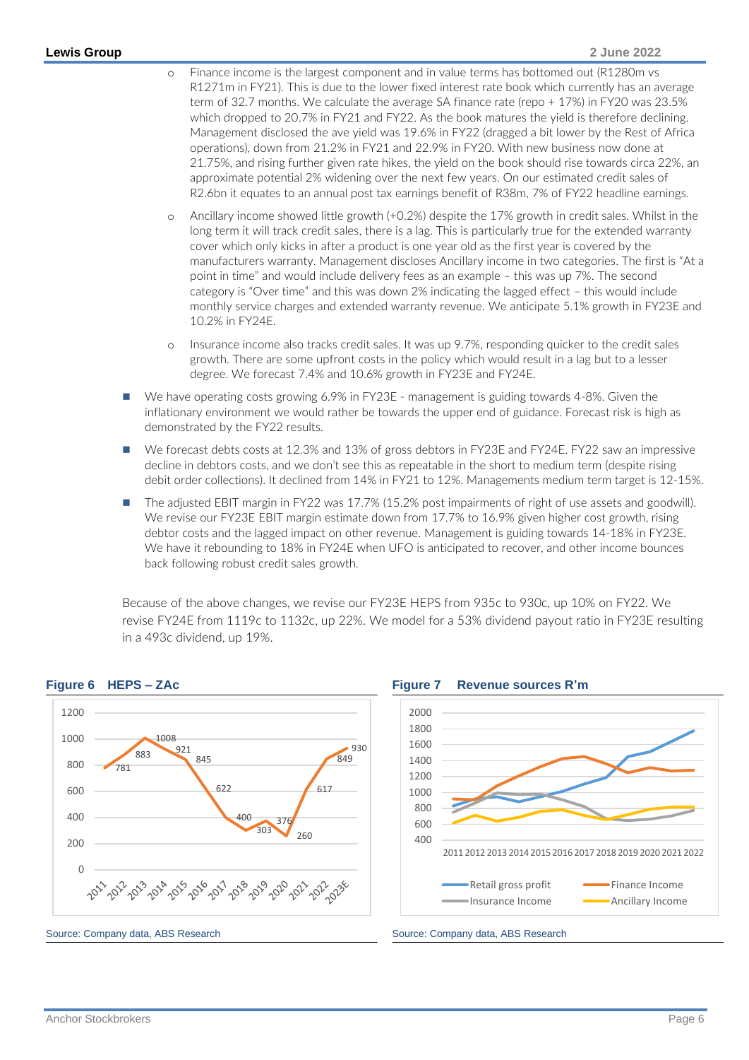- Finance income is the largest component and in value terms has bottomed out (R1280m vs R1271m in FY21). This is due to the lower fixed interest rate book which currently has an average term of 32.7 months. We calculate the average SA finance rate (repo + 17%) in FY20 was 23.5% which dropped to 20.7% in FY21 and FY22. As the book matures the yield is therefore declining. Management disclosed the ave yield was 19.6% in FY22 (dragged a bit lower by the Rest of Africa operations), down from 21.2% in FY21 and 22.9% in FY20. With new business now done at 21.75%, and rising further given rate hikes, the yield on the book should rise towards circa 22%, an approximate potential 2% widening over the next few years. On our estimated credit sales of R2.6bn it equates to an annual post tax earnings benefit of R38m, 7% of FY22 headline earnings.

- Ancillary income showed little growth (+0.2%) despite the 17% growth in credit sales. Whilst in the long term it will track credit sales, there is a lag. This is particularly true for the extended warranty cover which only kicks in after a product is one year old as the first year is covered by the manufacturers warranty. Management discloses Ancillary income in two categories. The first is "At a point in time" and would include delivery fees as an example – this was up 7%. The second category is "Over time" and this was down 2% indicating the lagged effect – this would include monthly service charges and extended warranty revenue. We anticipate 5.1% growth in FY23E and 10.2% in FY24E.

- Insurance income also tracks credit sales. It was up 9.7%, responding quicker to the credit sales growth. There are some upfront costs in the policy which would result in a lag but to a lesser degree. We forecast 7.4% and 10.6% growth in FY23E and FY24E.

- We have operating costs growing 6.9% in FY23E - management is guiding towards 4-8%. Given the inflationary environment we would rather be towards the upper end of guidance. Forecast risk is high as demonstrated by the FY22 results.

- We forecast debts costs at 12.3% and 13% of gross debtors in FY23E and FY24E. FY22 saw an impressive decline in debtors costs, and we don't see this as repeatable in the short to medium term (despite rising debit order collections). It declined from 14% in FY21 to 12%. Managements medium term target is 12-15%.

- The adjusted EBIT margin in FY22 was 17.7% (15.2% post impairments of right of use assets and goodwill). We revise our FY23E EBIT margin estimate down from 17.7% to 16.9% given higher cost growth, rising debtor costs and the lagged impact on other revenue. Management is guiding towards 14-18% in FY23E. We have it rebounding to 18% in FY24E when UFO is anticipated to recover, and other income bounces back following robust credit sales growth.

Because of the above changes, we revise our FY23E HEPS from 935c to 930c, up 10% on FY22. We revise FY24E from 1119c to 1132c, up 22%. We model for a 53% dividend payout ratio in FY23E resulting in a 493c dividend, up 19%.

**Figure 6 HEPS – ZAc**

| Year | HEPS (ZAc) |
|---|---|
| 2011 | 781 |
| 2012 | 883 |
| 2013 | 1008 |
| 2014 | 921 |
| 2015 | 845 |
| 2016 | 622 |
| 2017 | 400 |
| 2018 | 303 |
| 2019 | 376 |
| 2020 | 260 |
| 2021 | 617 |
| 2022 | 849 |
| 2023E | 930 |

Source: Company data, ABS Research

**Figure 7 Revenue sources R'm**

Legend: Retail gross profit, Finance Income, Insurance Income, Ancillary Income (2011–2022)

Source: Company data, ABS Research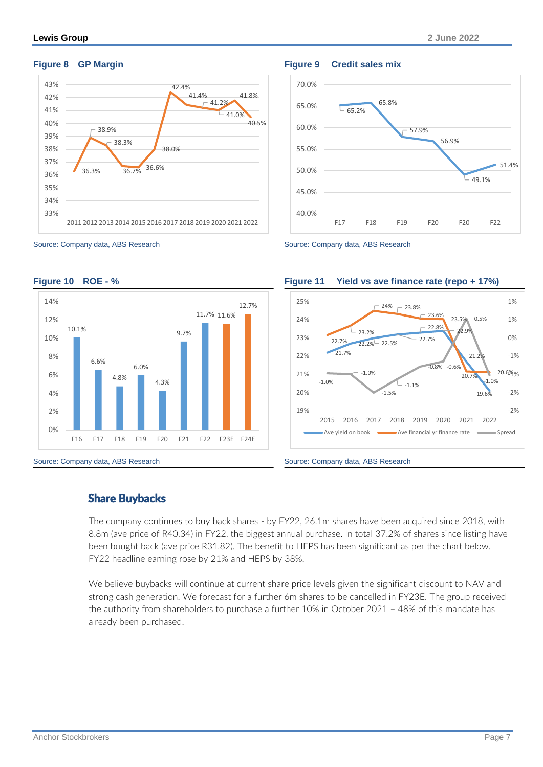**Figure 8 GP Margin**

| Year | GP Margin |
|---|---|
| 2011 | 36.3% |
| 2012 | 38.9% |
| 2013 | 38.3% |
| 2014 | 36.7% |
| 2015 | 36.6% |
| 2016 | 38.0% |
| 2017 | 42.4% |
| 2018 | 41.4% |
| 2019 | 41.2% |
| 2020 | 41.0% |
| 2021 | 41.8% |
| 2022 | 40.5% |

Source: Company data, ABS Research

**Figure 9 Credit sales mix**

| Year | Credit sales mix |
|---|---|
| F17 | 65.2% |
| F18 | 65.8% |
| F19 | 57.9% |
| F20 | 56.9% |
| F20 | 49.1% |
| F22 | 51.4% |

Source: Company data, ABS Research

**Figure 10 ROE - %**

| Year | ROE |
|---|---|
| F16 | 10.1% |
| F17 | 6.6% |
| F18 | 4.8% |
| F19 | 6.0% |
| F20 | 4.3% |
| F21 | 9.7% |
| F22 | 11.7% |
| F23E | 11.6% |
| F24E | 12.7% |

Source: Company data, ABS Research

**Figure 11 Yield vs ave finance rate (repo + 17%)**

| Year | Ave yield on book | Ave financial yr finance rate | Spread |
|---|---|---|---|
| 2015 | 21.7% | 22.7% | -1.0% |
| 2016 | 22.2% | 23.2% | -1.0% |
| 2017 | 22.5% | 24% | -1.5% |
| 2018 | 22.7% | 23.8% | -1.1% |
| 2019 | 22.8% | 23.6% | -0.8% |
| 2020 | 22.9% | 23.5% | -0.6% |
| 2021 | 21.2% | 20.7% | 0.5% |
| 2022 | 19.6% | 20.6% | -1.0% |

Source: Company data, ABS Research

## Share Buybacks

The company continues to buy back shares - by FY22, 26.1m shares have been acquired since 2018, with 8.8m (ave price of R40.34) in FY22, the biggest annual purchase. In total 37.2% of shares since listing have been bought back (ave price R31.82). The benefit to HEPS has been significant as per the chart below. FY22 headline earning rose by 21% and HEPS by 38%.

We believe buybacks will continue at current share price levels given the significant discount to NAV and strong cash generation. We forecast for a further 6m shares to be cancelled in FY23E. The group received the authority from shareholders to purchase a further 10% in October 2021 – 48% of this mandate has already been purchased.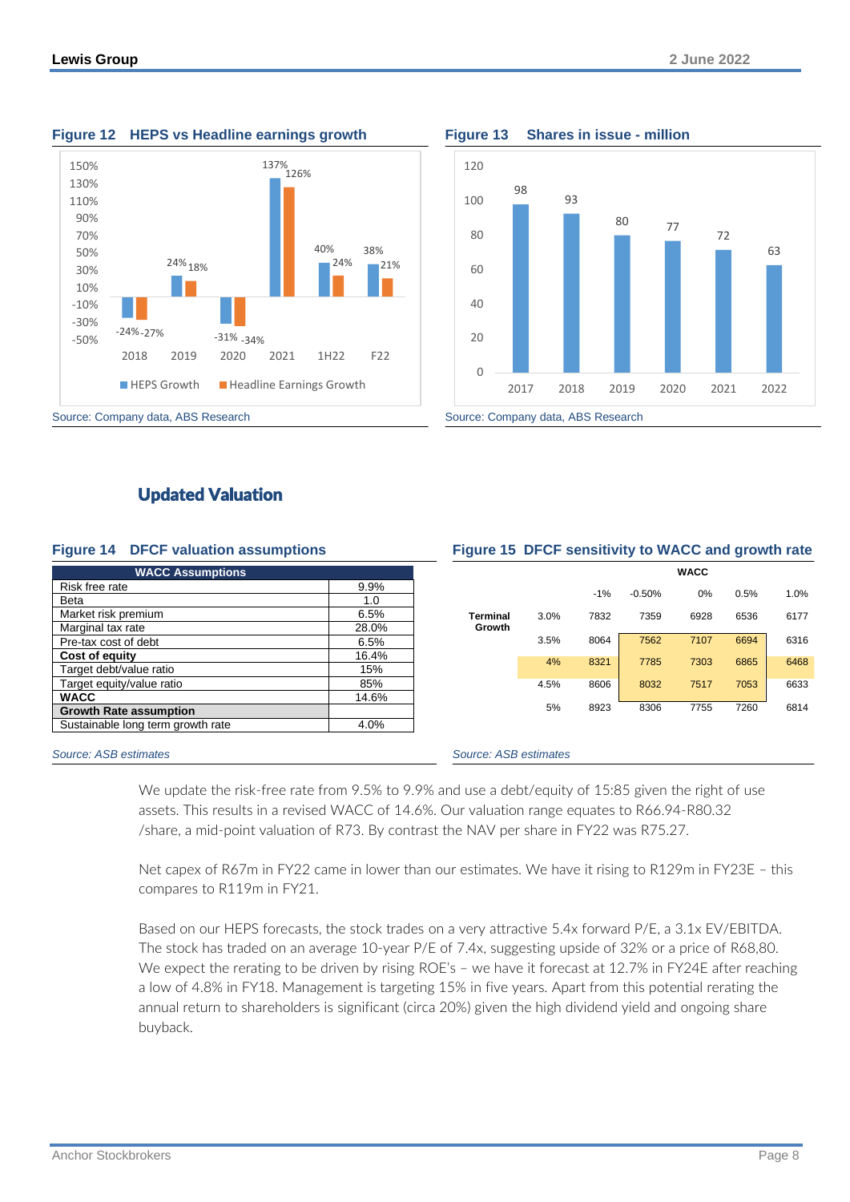**Figure 12 HEPS vs Headline earnings growth**

| | HEPS Growth | Headline Earnings Growth |
|---|---|---|
| 2018 | -24% | -27% |
| 2019 | 24% | 18% |
| 2020 | -31% | -34% |
| 2021 | 137% | 126% |
| 1H22 | 40% | 24% |
| F22 | 38% | 21% |

Source: Company data, ABS Research

**Figure 13 Shares in issue - million**

| 2017 | 2018 | 2019 | 2020 | 2021 | 2022 |
|---|---|---|---|---|---|
| 98 | 93 | 80 | 77 | 72 | 63 |

Source: Company data, ABS Research

## Updated Valuation

**Figure 14 DFCF valuation assumptions**

| WACC Assumptions | |
|---|---|
| Risk free rate | 9.9% |
| Beta | 1.0 |
| Market risk premium | 6.5% |
| Marginal tax rate | 28.0% |
| Pre-tax cost of debt | 6.5% |
| **Cost of equity** | 16.4% |
| Target debt/value ratio | 15% |
| Target equity/value ratio | 85% |
| **WACC** | 14.6% |
| **Growth Rate assumption** | |
| Sustainable long term growth rate | 4.0% |

*Source: ASB estimates*

**Figure 15 DFCF sensitivity to WACC and growth rate**

| | | WACC | | | | |
|---|---|---|---|---|---|---|
| | | -1% | -0.50% | 0% | 0.5% | 1.0% |
| **Terminal Growth** | 3.0% | 7832 | 7359 | 6928 | 6536 | 6177 |
| | 3.5% | 8064 | 7562 | 7107 | 6694 | 6316 |
| | 4% | 8321 | 7785 | 7303 | 6865 | 6468 |
| | 4.5% | 8606 | 8032 | 7517 | 7053 | 6633 |
| | 5% | 8923 | 8306 | 7755 | 7260 | 6814 |

*Source: ASB estimates*

We update the risk-free rate from 9.5% to 9.9% and use a debt/equity of 15:85 given the right of use assets. This results in a revised WACC of 14.6%. Our valuation range equates to R66.94-R80.32 /share, a mid-point valuation of R73. By contrast the NAV per share in FY22 was R75.27.

Net capex of R67m in FY22 came in lower than our estimates. We have it rising to R129m in FY23E – this compares to R119m in FY21.

Based on our HEPS forecasts, the stock trades on a very attractive 5.4x forward P/E, a 3.1x EV/EBITDA. The stock has traded on an average 10-year P/E of 7.4x, suggesting upside of 32% or a price of R68,80. We expect the rerating to be driven by rising ROE's – we have it forecast at 12.7% in FY24E after reaching a low of 4.8% in FY18. Management is targeting 15% in five years. Apart from this potential rerating the annual return to shareholders is significant (circa 20%) given the high dividend yield and ongoing share buyback.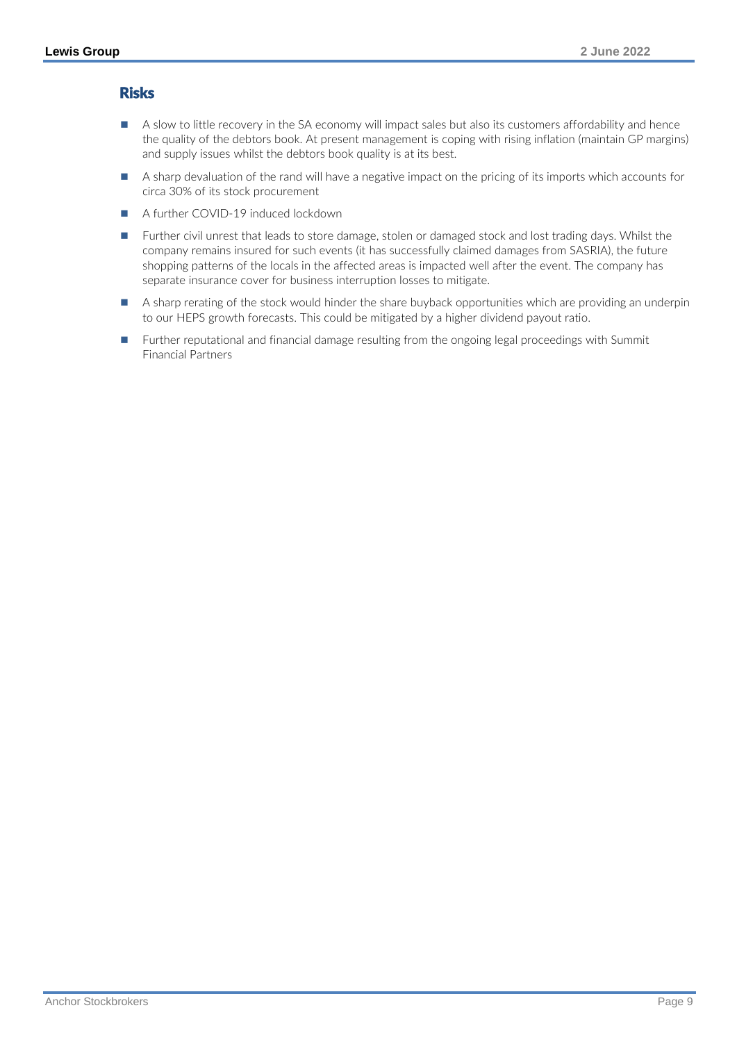## Risks

- A slow to little recovery in the SA economy will impact sales but also its customers affordability and hence the quality of the debtors book. At present management is coping with rising inflation (maintain GP margins) and supply issues whilst the debtors book quality is at its best.
- A sharp devaluation of the rand will have a negative impact on the pricing of its imports which accounts for circa 30% of its stock procurement
- A further COVID-19 induced lockdown
- Further civil unrest that leads to store damage, stolen or damaged stock and lost trading days. Whilst the company remains insured for such events (it has successfully claimed damages from SASRIA), the future shopping patterns of the locals in the affected areas is impacted well after the event. The company has separate insurance cover for business interruption losses to mitigate.
- A sharp rerating of the stock would hinder the share buyback opportunities which are providing an underpin to our HEPS growth forecasts. This could be mitigated by a higher dividend payout ratio.
- Further reputational and financial damage resulting from the ongoing legal proceedings with Summit Financial Partners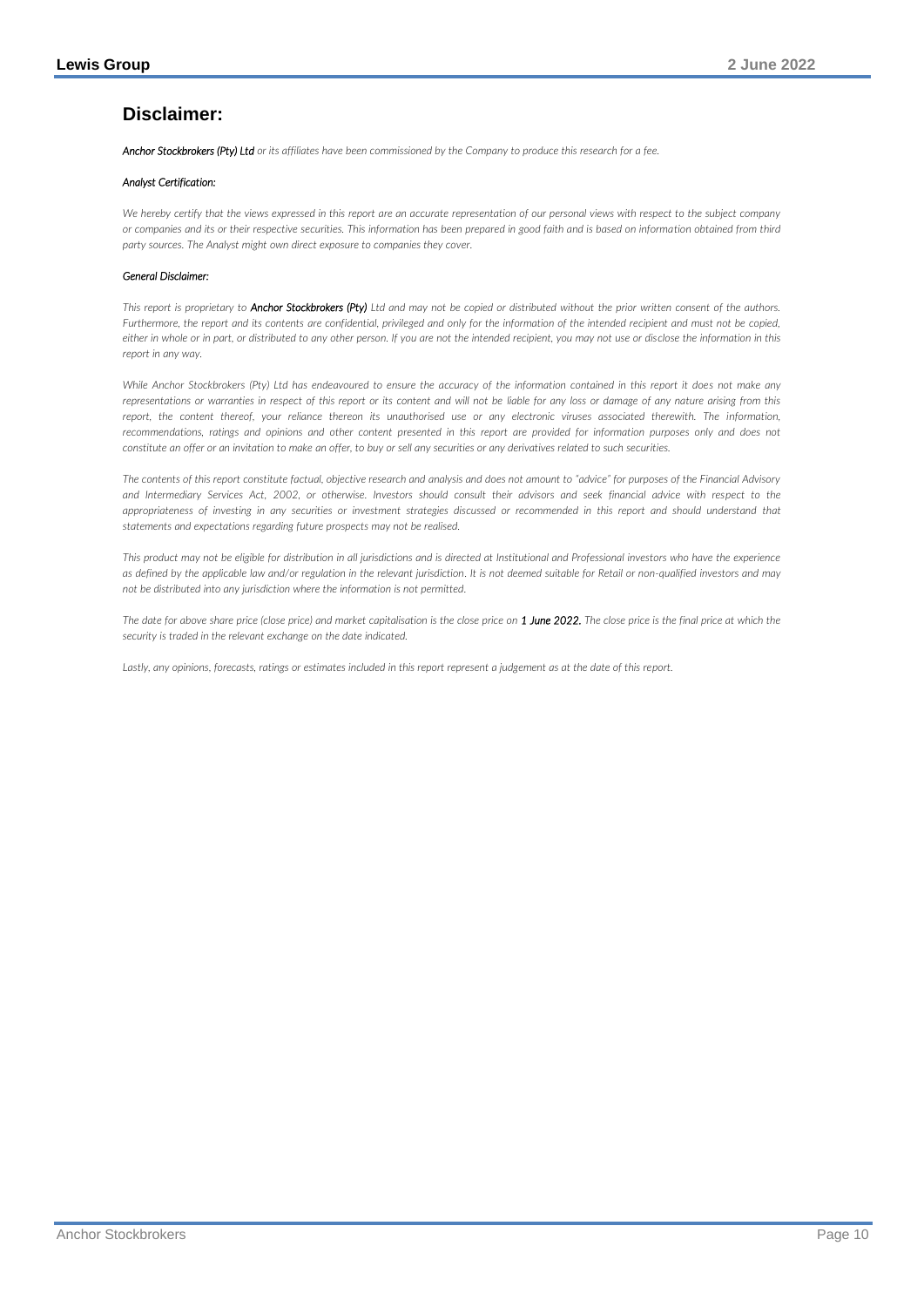## Disclaimer:

*Anchor Stockbrokers (Pty) Ltd or its affiliates have been commissioned by the Company to produce this research for a fee.*

*Analyst Certification:*

*We hereby certify that the views expressed in this report are an accurate representation of our personal views with respect to the subject company or companies and its or their respective securities. This information has been prepared in good faith and is based on information obtained from third party sources. The Analyst might own direct exposure to companies they cover.*

*General Disclaimer:*

*This report is proprietary to **Anchor Stockbrokers (Pty)** Ltd and may not be copied or distributed without the prior written consent of the authors. Furthermore, the report and its contents are confidential, privileged and only for the information of the intended recipient and must not be copied, either in whole or in part, or distributed to any other person. If you are not the intended recipient, you may not use or disclose the information in this report in any way.*

*While Anchor Stockbrokers (Pty) Ltd has endeavoured to ensure the accuracy of the information contained in this report it does not make any representations or warranties in respect of this report or its content and will not be liable for any loss or damage of any nature arising from this report, the content thereof, your reliance thereon its unauthorised use or any electronic viruses associated therewith. The information, recommendations, ratings and opinions and other content presented in this report are provided for information purposes only and does not constitute an offer or an invitation to make an offer, to buy or sell any securities or any derivatives related to such securities.*

*The contents of this report constitute factual, objective research and analysis and does not amount to "advice" for purposes of the Financial Advisory and Intermediary Services Act, 2002, or otherwise. Investors should consult their advisors and seek financial advice with respect to the appropriateness of investing in any securities or investment strategies discussed or recommended in this report and should understand that statements and expectations regarding future prospects may not be realised.*

*This product may not be eligible for distribution in all jurisdictions and is directed at Institutional and Professional investors who have the experience as defined by the applicable law and/or regulation in the relevant jurisdiction. It is not deemed suitable for Retail or non-qualified investors and may not be distributed into any jurisdiction where the information is not permitted.*

*The date for above share price (close price) and market capitalisation is the close price on **1 June 2022.** The close price is the final price at which the security is traded in the relevant exchange on the date indicated.*

*Lastly, any opinions, forecasts, ratings or estimates included in this report represent a judgement as at the date of this report.*